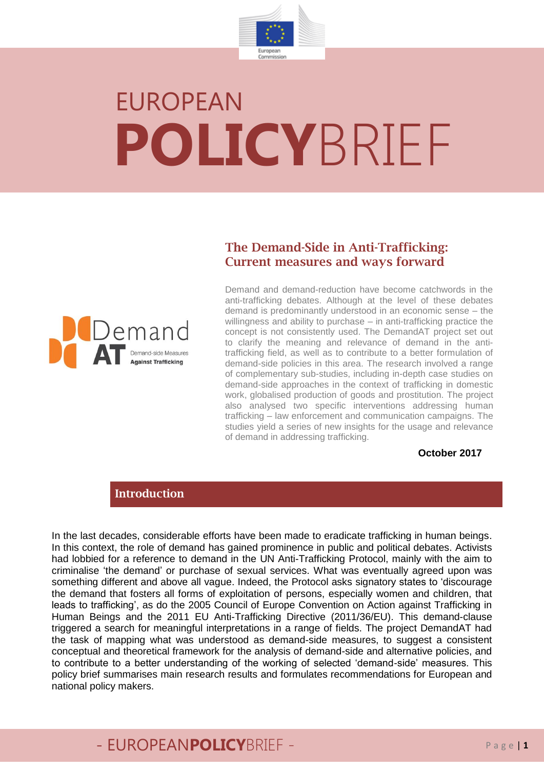# EUROPEAN POLICYBRIEF

## The Demand-Side in Anti-Trafficking: Current measures and ways forward

Demand and demand-reduction have become catchwords in the anti-trafficking debates. Although at the level of these debates demand is predominantly understood in an economic sense – the willingness and ability to purchase – in anti-trafficking practice the concept is not consistently used. The DemandAT project set out to clarify the meaning and relevance of demand in the anti-trafficking field, as well as to contribute to a better formulation of demand-side policies in this area. The research involved a range of complementary sub-studies, including in-depth case studies on demand-side approaches in the context of trafficking in domestic work, globalised production of goods and prostitution. The project also analysed two specific interventions addressing human trafficking – law enforcement and communication campaigns. The studies yield a series of new insights for the usage and relevance of demand in addressing trafficking.

**October 2017**

## Introduction

In the last decades, considerable efforts have been made to eradicate trafficking in human beings. In this context, the role of demand has gained prominence in public and political debates. Activists had lobbied for a reference to demand in the UN Anti-Trafficking Protocol, mainly with the aim to criminalise 'the demand' or purchase of sexual services. What was eventually agreed upon was something different and above all vague. Indeed, the Protocol asks signatory states to 'discourage the demand that fosters all forms of exploitation of persons, especially women and children, that leads to trafficking', as do the 2005 Council of Europe Convention on Action against Trafficking in Human Beings and the 2011 EU Anti-Trafficking Directive (2011/36/EU). This demand-clause triggered a search for meaningful interpretations in a range of fields. The project DemandAT had the task of mapping what was understood as demand-side measures, to suggest a consistent conceptual and theoretical framework for the analysis of demand-side and alternative policies, and to contribute to a better understanding of the working of selected 'demand-side' measures. This policy brief summarises main research results and formulates recommendations for European and national policy makers.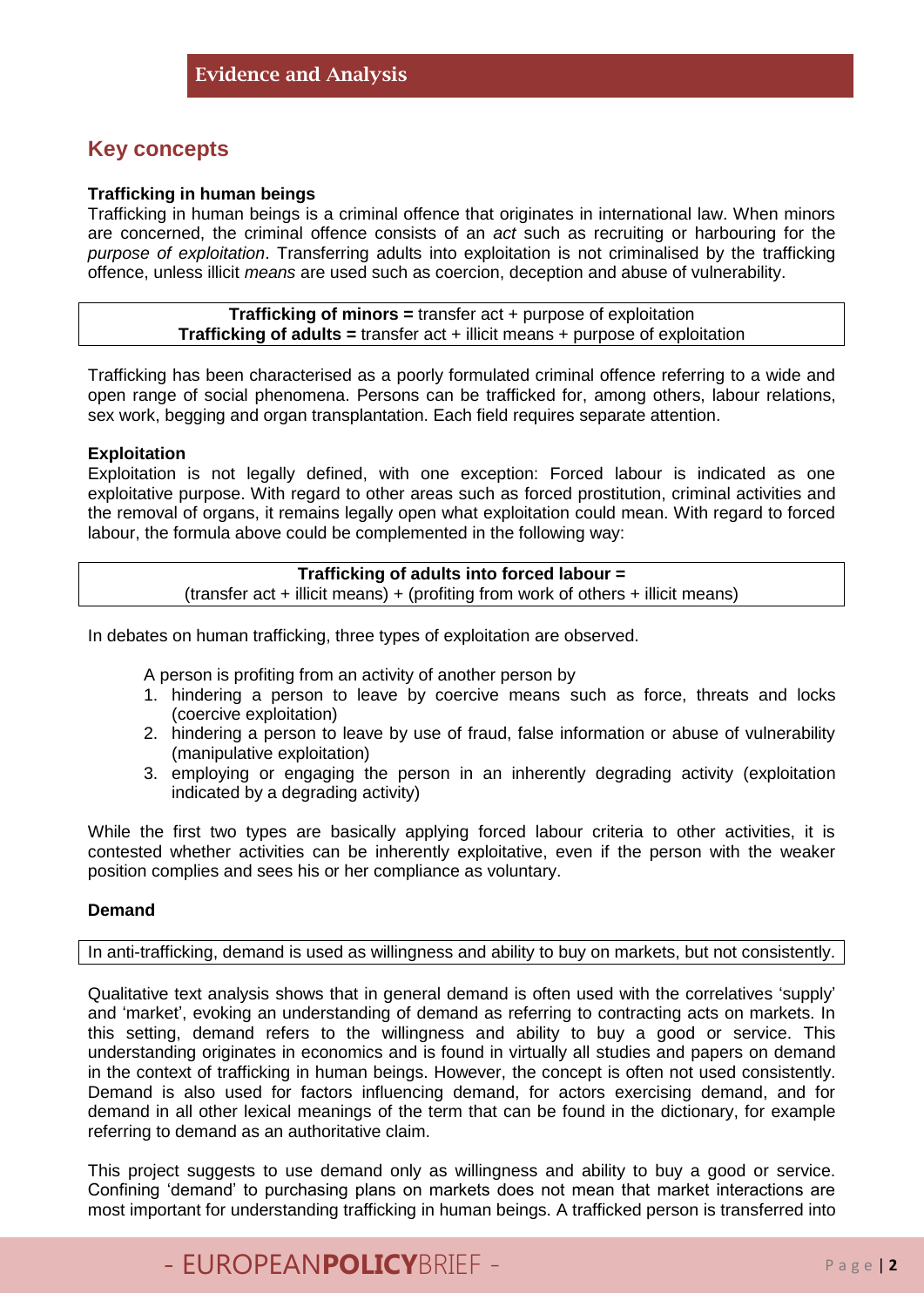## Evidence and Analysis

### Key concepts

**Trafficking in human beings**

Trafficking in human beings is a criminal offence that originates in international law. When minors are concerned, the criminal offence consists of an *act* such as recruiting or harbouring for the *purpose of exploitation*. Transferring adults into exploitation is not criminalised by the trafficking offence, unless illicit *means* are used such as coercion, deception and abuse of vulnerability.

**Trafficking of minors =** transfer act + purpose of exploitation
**Trafficking of adults =** transfer act + illicit means + purpose of exploitation

Trafficking has been characterised as a poorly formulated criminal offence referring to a wide and open range of social phenomena. Persons can be trafficked for, among others, labour relations, sex work, begging and organ transplantation. Each field requires separate attention.

**Exploitation**

Exploitation is not legally defined, with one exception: Forced labour is indicated as one exploitative purpose. With regard to other areas such as forced prostitution, criminal activities and the removal of organs, it remains legally open what exploitation could mean. With regard to forced labour, the formula above could be complemented in the following way:

**Trafficking of adults into forced labour =**
(transfer act + illicit means) + (profiting from work of others + illicit means)

In debates on human trafficking, three types of exploitation are observed.

A person is profiting from an activity of another person by

1. hindering a person to leave by coercive means such as force, threats and locks (coercive exploitation)
2. hindering a person to leave by use of fraud, false information or abuse of vulnerability (manipulative exploitation)
3. employing or engaging the person in an inherently degrading activity (exploitation indicated by a degrading activity)

While the first two types are basically applying forced labour criteria to other activities, it is contested whether activities can be inherently exploitative, even if the person with the weaker position complies and sees his or her compliance as voluntary.

**Demand**

In anti-trafficking, demand is used as willingness and ability to buy on markets, but not consistently.

Qualitative text analysis shows that in general demand is often used with the correlatives 'supply' and 'market', evoking an understanding of demand as referring to contracting acts on markets. In this setting, demand refers to the willingness and ability to buy a good or service. This understanding originates in economics and is found in virtually all studies and papers on demand in the context of trafficking in human beings. However, the concept is often not used consistently. Demand is also used for factors influencing demand, for actors exercising demand, and for demand in all other lexical meanings of the term that can be found in the dictionary, for example referring to demand as an authoritative claim.

This project suggests to use demand only as willingness and ability to buy a good or service. Confining 'demand' to purchasing plans on markets does not mean that market interactions are most important for understanding trafficking in human beings. A trafficked person is transferred into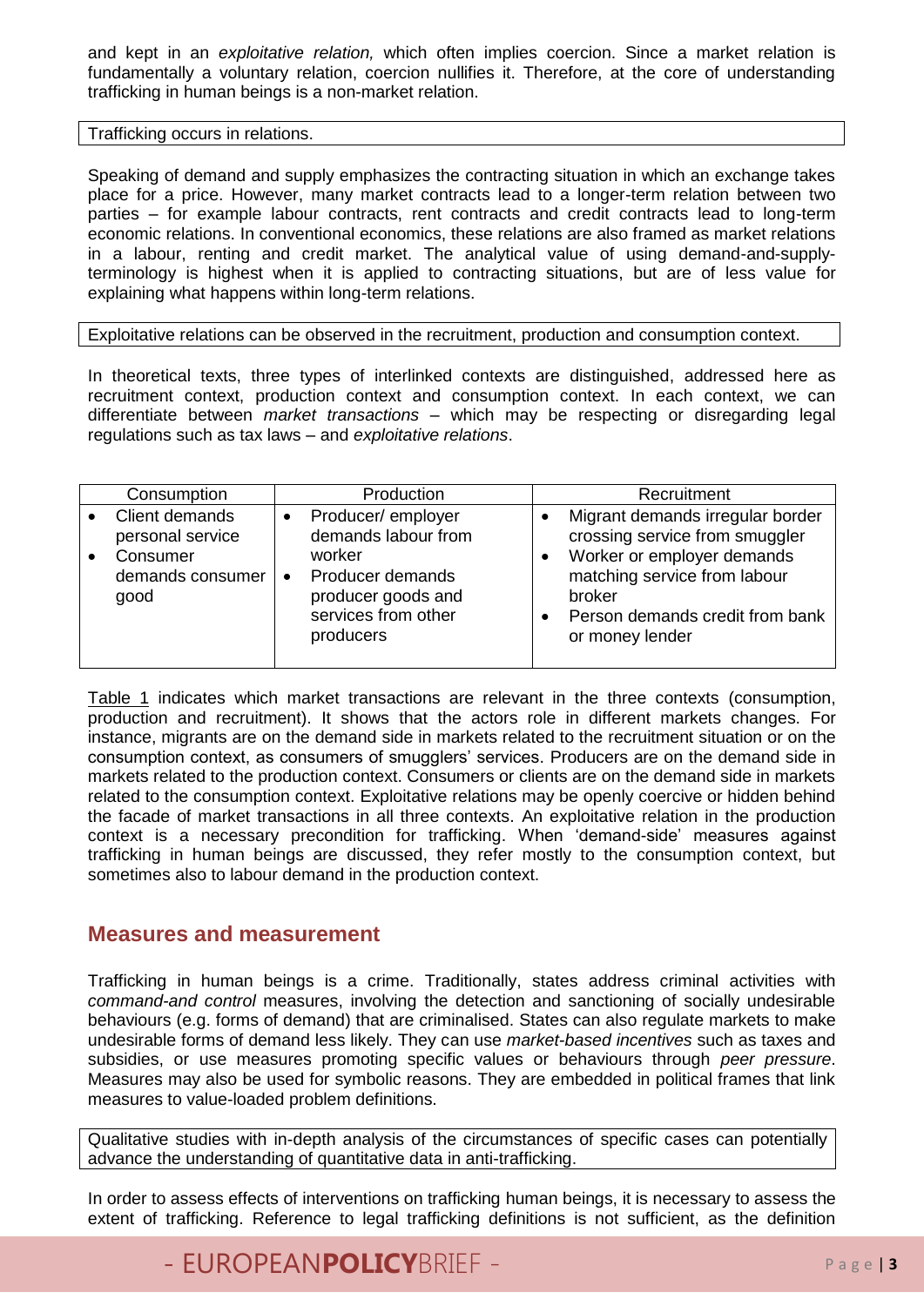and kept in an *exploitative relation,* which often implies coercion. Since a market relation is fundamentally a voluntary relation, coercion nullifies it. Therefore, at the core of understanding trafficking in human beings is a non-market relation.

Trafficking occurs in relations.

Speaking of demand and supply emphasizes the contracting situation in which an exchange takes place for a price. However, many market contracts lead to a longer-term relation between two parties – for example labour contracts, rent contracts and credit contracts lead to long-term economic relations. In conventional economics, these relations are also framed as market relations in a labour, renting and credit market. The analytical value of using demand-and-supply-terminology is highest when it is applied to contracting situations, but are of less value for explaining what happens within long-term relations.

Exploitative relations can be observed in the recruitment, production and consumption context.

In theoretical texts, three types of interlinked contexts are distinguished, addressed here as recruitment context, production context and consumption context. In each context, we can differentiate between *market transactions* – which may be respecting or disregarding legal regulations such as tax laws – and *exploitative relations*.

| Consumption | Production | Recruitment |
|---|---|---|
| • Client demands personal service<br>• Consumer demands consumer good | • Producer/ employer demands labour from worker<br>• Producer demands producer goods and services from other producers | • Migrant demands irregular border crossing service from smuggler<br>• Worker or employer demands matching service from labour broker<br>• Person demands credit from bank or money lender |

Table 1 indicates which market transactions are relevant in the three contexts (consumption, production and recruitment). It shows that the actors role in different markets changes. For instance, migrants are on the demand side in markets related to the recruitment situation or on the consumption context, as consumers of smugglers' services. Producers are on the demand side in markets related to the production context. Consumers or clients are on the demand side in markets related to the consumption context. Exploitative relations may be openly coercive or hidden behind the facade of market transactions in all three contexts. An exploitative relation in the production context is a necessary precondition for trafficking. When 'demand-side' measures against trafficking in human beings are discussed, they refer mostly to the consumption context, but sometimes also to labour demand in the production context.

## Measures and measurement

Trafficking in human beings is a crime. Traditionally, states address criminal activities with *command-and control* measures, involving the detection and sanctioning of socially undesirable behaviours (e.g. forms of demand) that are criminalised. States can also regulate markets to make undesirable forms of demand less likely. They can use *market-based incentives* such as taxes and subsidies, or use measures promoting specific values or behaviours through *peer pressure*. Measures may also be used for symbolic reasons. They are embedded in political frames that link measures to value-loaded problem definitions.

Qualitative studies with in-depth analysis of the circumstances of specific cases can potentially advance the understanding of quantitative data in anti-trafficking.

In order to assess effects of interventions on trafficking human beings, it is necessary to assess the extent of trafficking. Reference to legal trafficking definitions is not sufficient, as the definition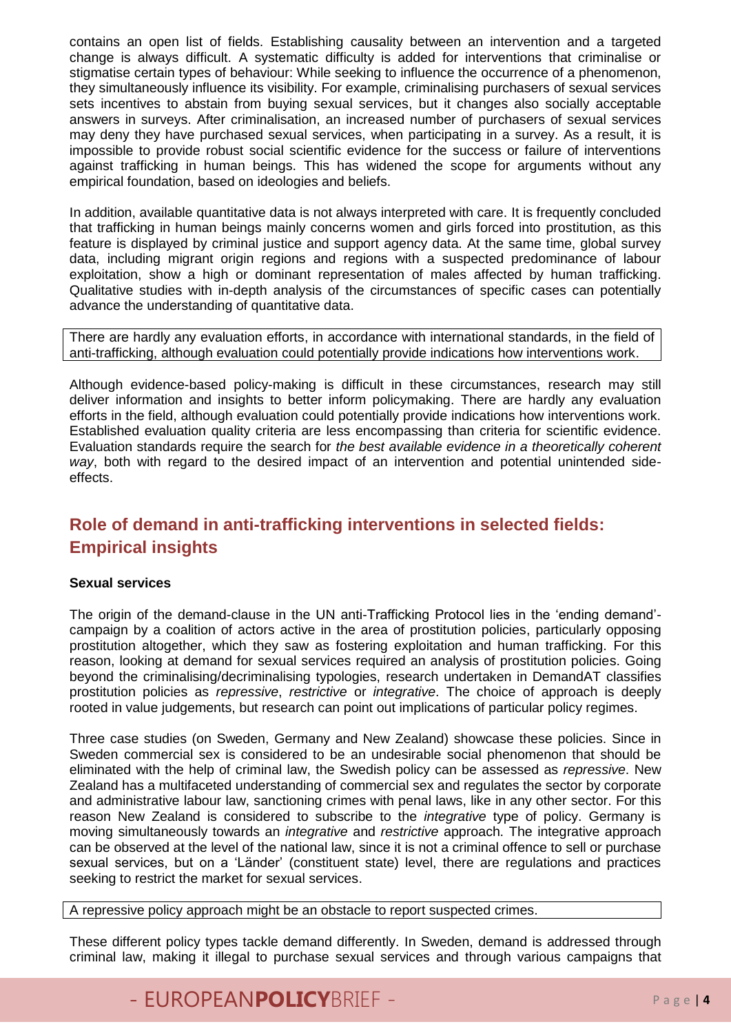contains an open list of fields. Establishing causality between an intervention and a targeted change is always difficult. A systematic difficulty is added for interventions that criminalise or stigmatise certain types of behaviour: While seeking to influence the occurrence of a phenomenon, they simultaneously influence its visibility. For example, criminalising purchasers of sexual services sets incentives to abstain from buying sexual services, but it changes also socially acceptable answers in surveys. After criminalisation, an increased number of purchasers of sexual services may deny they have purchased sexual services, when participating in a survey. As a result, it is impossible to provide robust social scientific evidence for the success or failure of interventions against trafficking in human beings. This has widened the scope for arguments without any empirical foundation, based on ideologies and beliefs.

In addition, available quantitative data is not always interpreted with care. It is frequently concluded that trafficking in human beings mainly concerns women and girls forced into prostitution, as this feature is displayed by criminal justice and support agency data. At the same time, global survey data, including migrant origin regions and regions with a suspected predominance of labour exploitation, show a high or dominant representation of males affected by human trafficking. Qualitative studies with in-depth analysis of the circumstances of specific cases can potentially advance the understanding of quantitative data.

> There are hardly any evaluation efforts, in accordance with international standards, in the field of anti-trafficking, although evaluation could potentially provide indications how interventions work.

Although evidence-based policy-making is difficult in these circumstances, research may still deliver information and insights to better inform policymaking. There are hardly any evaluation efforts in the field, although evaluation could potentially provide indications how interventions work. Established evaluation quality criteria are less encompassing than criteria for scientific evidence. Evaluation standards require the search for *the best available evidence in a theoretically coherent way*, both with regard to the desired impact of an intervention and potential unintended side-effects.

## Role of demand in anti-trafficking interventions in selected fields: Empirical insights

**Sexual services**

The origin of the demand-clause in the UN anti-Trafficking Protocol lies in the 'ending demand'-campaign by a coalition of actors active in the area of prostitution policies, particularly opposing prostitution altogether, which they saw as fostering exploitation and human trafficking. For this reason, looking at demand for sexual services required an analysis of prostitution policies. Going beyond the criminalising/decriminalising typologies, research undertaken in DemandAT classifies prostitution policies as *repressive*, *restrictive* or *integrative*. The choice of approach is deeply rooted in value judgements, but research can point out implications of particular policy regimes.

Three case studies (on Sweden, Germany and New Zealand) showcase these policies. Since in Sweden commercial sex is considered to be an undesirable social phenomenon that should be eliminated with the help of criminal law, the Swedish policy can be assessed as *repressive*. New Zealand has a multifaceted understanding of commercial sex and regulates the sector by corporate and administrative labour law, sanctioning crimes with penal laws, like in any other sector. For this reason New Zealand is considered to subscribe to the *integrative* type of policy. Germany is moving simultaneously towards an *integrative* and *restrictive* approach. The integrative approach can be observed at the level of the national law, since it is not a criminal offence to sell or purchase sexual services, but on a 'Länder' (constituent state) level, there are regulations and practices seeking to restrict the market for sexual services.

> A repressive policy approach might be an obstacle to report suspected crimes.

These different policy types tackle demand differently. In Sweden, demand is addressed through criminal law, making it illegal to purchase sexual services and through various campaigns that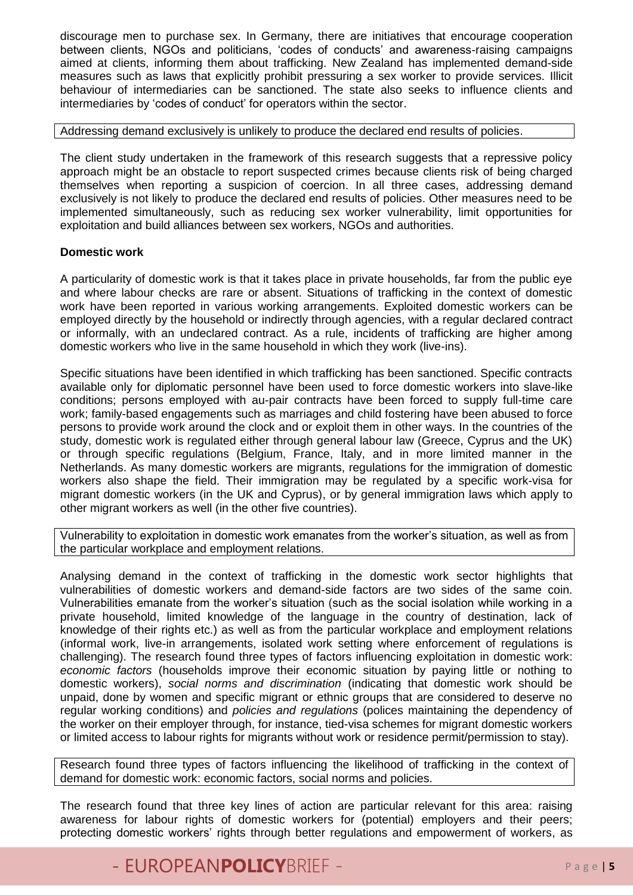discourage men to purchase sex. In Germany, there are initiatives that encourage cooperation between clients, NGOs and politicians, 'codes of conducts' and awareness-raising campaigns aimed at clients, informing them about trafficking. New Zealand has implemented demand-side measures such as laws that explicitly prohibit pressuring a sex worker to provide services. Illicit behaviour of intermediaries can be sanctioned. The state also seeks to influence clients and intermediaries by 'codes of conduct' for operators within the sector.

> Addressing demand exclusively is unlikely to produce the declared end results of policies.

The client study undertaken in the framework of this research suggests that a repressive policy approach might be an obstacle to report suspected crimes because clients risk of being charged themselves when reporting a suspicion of coercion. In all three cases, addressing demand exclusively is not likely to produce the declared end results of policies. Other measures need to be implemented simultaneously, such as reducing sex worker vulnerability, limit opportunities for exploitation and build alliances between sex workers, NGOs and authorities.

**Domestic work**

A particularity of domestic work is that it takes place in private households, far from the public eye and where labour checks are rare or absent. Situations of trafficking in the context of domestic work have been reported in various working arrangements. Exploited domestic workers can be employed directly by the household or indirectly through agencies, with a regular declared contract or informally, with an undeclared contract. As a rule, incidents of trafficking are higher among domestic workers who live in the same household in which they work (live-ins).

Specific situations have been identified in which trafficking has been sanctioned. Specific contracts available only for diplomatic personnel have been used to force domestic workers into slave-like conditions; persons employed with au-pair contracts have been forced to supply full-time care work; family-based engagements such as marriages and child fostering have been abused to force persons to provide work around the clock and or exploit them in other ways. In the countries of the study, domestic work is regulated either through general labour law (Greece, Cyprus and the UK) or through specific regulations (Belgium, France, Italy, and in more limited manner in the Netherlands. As many domestic workers are migrants, regulations for the immigration of domestic workers also shape the field. Their immigration may be regulated by a specific work-visa for migrant domestic workers (in the UK and Cyprus), or by general immigration laws which apply to other migrant workers as well (in the other five countries).

> Vulnerability to exploitation in domestic work emanates from the worker's situation, as well as from the particular workplace and employment relations.

Analysing demand in the context of trafficking in the domestic work sector highlights that vulnerabilities of domestic workers and demand-side factors are two sides of the same coin. Vulnerabilities emanate from the worker's situation (such as the social isolation while working in a private household, limited knowledge of the language in the country of destination, lack of knowledge of their rights etc.) as well as from the particular workplace and employment relations (informal work, live-in arrangements, isolated work setting where enforcement of regulations is challenging). The research found three types of factors influencing exploitation in domestic work: *economic factors* (households improve their economic situation by paying little or nothing to domestic workers), *social norms and discrimination* (indicating that domestic work should be unpaid, done by women and specific migrant or ethnic groups that are considered to deserve no regular working conditions) and *policies and regulations* (polices maintaining the dependency of the worker on their employer through, for instance, tied-visa schemes for migrant domestic workers or limited access to labour rights for migrants without work or residence permit/permission to stay).

> Research found three types of factors influencing the likelihood of trafficking in the context of demand for domestic work: economic factors, social norms and policies.

The research found that three key lines of action are particular relevant for this area: raising awareness for labour rights of domestic workers for (potential) employers and their peers; protecting domestic workers' rights through better regulations and empowerment of workers, as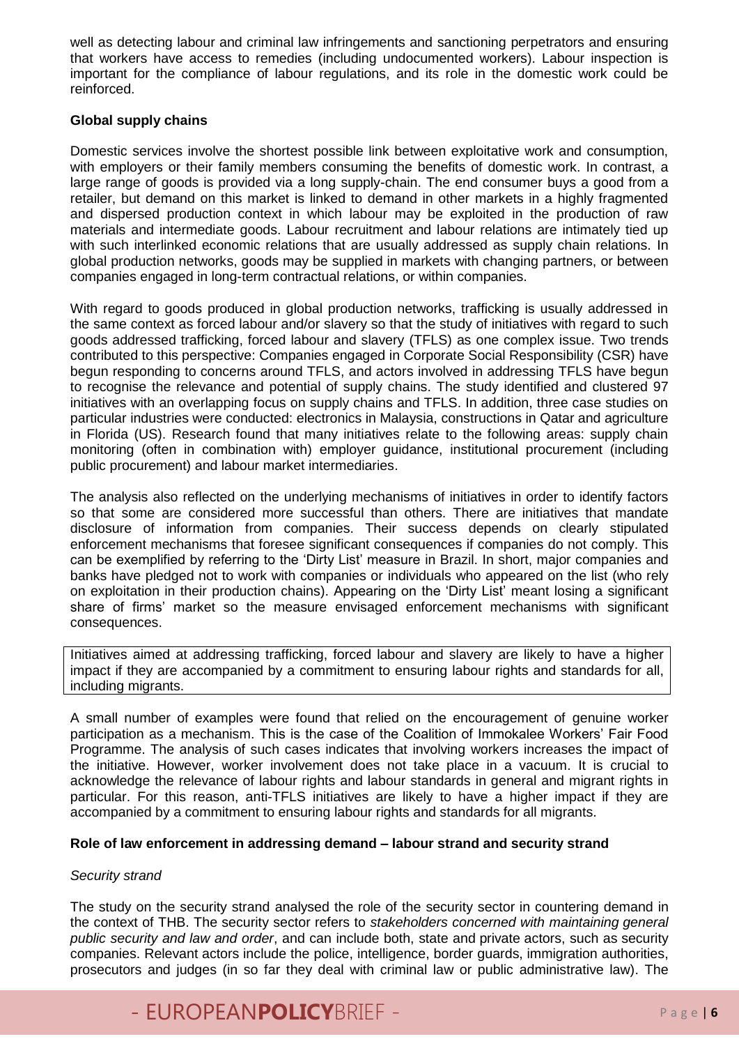well as detecting labour and criminal law infringements and sanctioning perpetrators and ensuring that workers have access to remedies (including undocumented workers). Labour inspection is important for the compliance of labour regulations, and its role in the domestic work could be reinforced.

**Global supply chains**

Domestic services involve the shortest possible link between exploitative work and consumption, with employers or their family members consuming the benefits of domestic work. In contrast, a large range of goods is provided via a long supply-chain. The end consumer buys a good from a retailer, but demand on this market is linked to demand in other markets in a highly fragmented and dispersed production context in which labour may be exploited in the production of raw materials and intermediate goods. Labour recruitment and labour relations are intimately tied up with such interlinked economic relations that are usually addressed as supply chain relations. In global production networks, goods may be supplied in markets with changing partners, or between companies engaged in long-term contractual relations, or within companies.

With regard to goods produced in global production networks, trafficking is usually addressed in the same context as forced labour and/or slavery so that the study of initiatives with regard to such goods addressed trafficking, forced labour and slavery (TFLS) as one complex issue. Two trends contributed to this perspective: Companies engaged in Corporate Social Responsibility (CSR) have begun responding to concerns around TFLS, and actors involved in addressing TFLS have begun to recognise the relevance and potential of supply chains. The study identified and clustered 97 initiatives with an overlapping focus on supply chains and TFLS. In addition, three case studies on particular industries were conducted: electronics in Malaysia, constructions in Qatar and agriculture in Florida (US). Research found that many initiatives relate to the following areas: supply chain monitoring (often in combination with) employer guidance, institutional procurement (including public procurement) and labour market intermediaries.

The analysis also reflected on the underlying mechanisms of initiatives in order to identify factors so that some are considered more successful than others. There are initiatives that mandate disclosure of information from companies. Their success depends on clearly stipulated enforcement mechanisms that foresee significant consequences if companies do not comply. This can be exemplified by referring to the 'Dirty List' measure in Brazil. In short, major companies and banks have pledged not to work with companies or individuals who appeared on the list (who rely on exploitation in their production chains). Appearing on the 'Dirty List' meant losing a significant share of firms' market so the measure envisaged enforcement mechanisms with significant consequences.

Initiatives aimed at addressing trafficking, forced labour and slavery are likely to have a higher impact if they are accompanied by a commitment to ensuring labour rights and standards for all, including migrants.

A small number of examples were found that relied on the encouragement of genuine worker participation as a mechanism. This is the case of the Coalition of Immokalee Workers' Fair Food Programme. The analysis of such cases indicates that involving workers increases the impact of the initiative. However, worker involvement does not take place in a vacuum. It is crucial to acknowledge the relevance of labour rights and labour standards in general and migrant rights in particular. For this reason, anti-TFLS initiatives are likely to have a higher impact if they are accompanied by a commitment to ensuring labour rights and standards for all migrants.

**Role of law enforcement in addressing demand – labour strand and security strand**

*Security strand*

The study on the security strand analysed the role of the security sector in countering demand in the context of THB. The security sector refers to *stakeholders concerned with maintaining general public security and law and order*, and can include both, state and private actors, such as security companies. Relevant actors include the police, intelligence, border guards, immigration authorities, prosecutors and judges (in so far they deal with criminal law or public administrative law). The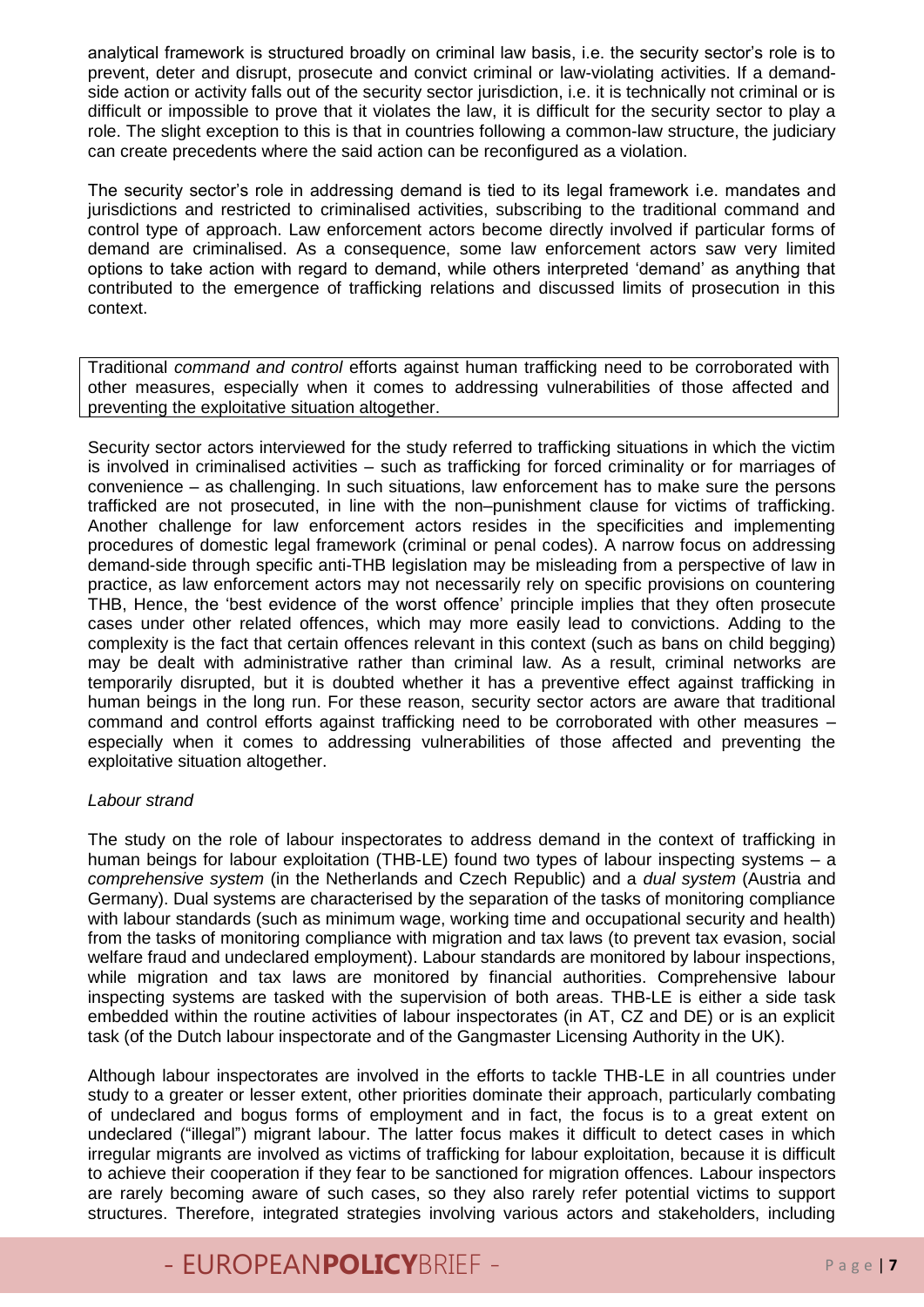analytical framework is structured broadly on criminal law basis, i.e. the security sector's role is to prevent, deter and disrupt, prosecute and convict criminal or law-violating activities. If a demand-side action or activity falls out of the security sector jurisdiction, i.e. it is technically not criminal or is difficult or impossible to prove that it violates the law, it is difficult for the security sector to play a role. The slight exception to this is that in countries following a common-law structure, the judiciary can create precedents where the said action can be reconfigured as a violation.

The security sector's role in addressing demand is tied to its legal framework i.e. mandates and jurisdictions and restricted to criminalised activities, subscribing to the traditional command and control type of approach. Law enforcement actors become directly involved if particular forms of demand are criminalised. As a consequence, some law enforcement actors saw very limited options to take action with regard to demand, while others interpreted 'demand' as anything that contributed to the emergence of trafficking relations and discussed limits of prosecution in this context.

> Traditional *command and control* efforts against human trafficking need to be corroborated with other measures, especially when it comes to addressing vulnerabilities of those affected and preventing the exploitative situation altogether.

Security sector actors interviewed for the study referred to trafficking situations in which the victim is involved in criminalised activities – such as trafficking for forced criminality or for marriages of convenience – as challenging. In such situations, law enforcement has to make sure the persons trafficked are not prosecuted, in line with the non–punishment clause for victims of trafficking. Another challenge for law enforcement actors resides in the specificities and implementing procedures of domestic legal framework (criminal or penal codes). A narrow focus on addressing demand-side through specific anti-THB legislation may be misleading from a perspective of law in practice, as law enforcement actors may not necessarily rely on specific provisions on countering THB, Hence, the 'best evidence of the worst offence' principle implies that they often prosecute cases under other related offences, which may more easily lead to convictions. Adding to the complexity is the fact that certain offences relevant in this context (such as bans on child begging) may be dealt with administrative rather than criminal law. As a result, criminal networks are temporarily disrupted, but it is doubted whether it has a preventive effect against trafficking in human beings in the long run. For these reason, security sector actors are aware that traditional command and control efforts against trafficking need to be corroborated with other measures – especially when it comes to addressing vulnerabilities of those affected and preventing the exploitative situation altogether.

*Labour strand*

The study on the role of labour inspectorates to address demand in the context of trafficking in human beings for labour exploitation (THB-LE) found two types of labour inspecting systems – a *comprehensive system* (in the Netherlands and Czech Republic) and a *dual system* (Austria and Germany). Dual systems are characterised by the separation of the tasks of monitoring compliance with labour standards (such as minimum wage, working time and occupational security and health) from the tasks of monitoring compliance with migration and tax laws (to prevent tax evasion, social welfare fraud and undeclared employment). Labour standards are monitored by labour inspections, while migration and tax laws are monitored by financial authorities. Comprehensive labour inspecting systems are tasked with the supervision of both areas. THB-LE is either a side task embedded within the routine activities of labour inspectorates (in AT, CZ and DE) or is an explicit task (of the Dutch labour inspectorate and of the Gangmaster Licensing Authority in the UK).

Although labour inspectorates are involved in the efforts to tackle THB-LE in all countries under study to a greater or lesser extent, other priorities dominate their approach, particularly combating of undeclared and bogus forms of employment and in fact, the focus is to a great extent on undeclared ("illegal") migrant labour. The latter focus makes it difficult to detect cases in which irregular migrants are involved as victims of trafficking for labour exploitation, because it is difficult to achieve their cooperation if they fear to be sanctioned for migration offences. Labour inspectors are rarely becoming aware of such cases, so they also rarely refer potential victims to support structures. Therefore, integrated strategies involving various actors and stakeholders, including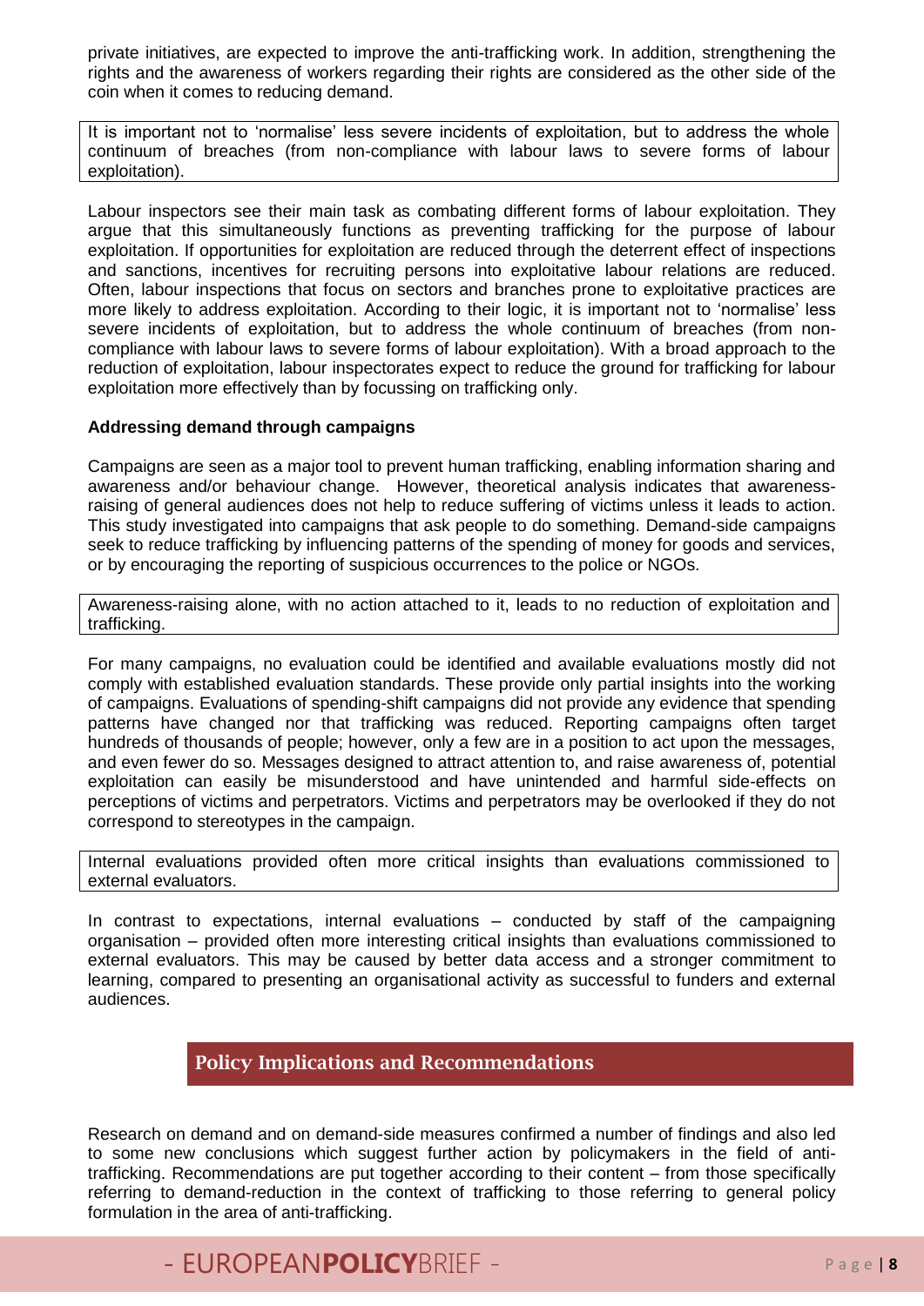private initiatives, are expected to improve the anti-trafficking work. In addition, strengthening the rights and the awareness of workers regarding their rights are considered as the other side of the coin when it comes to reducing demand.

> It is important not to 'normalise' less severe incidents of exploitation, but to address the whole continuum of breaches (from non-compliance with labour laws to severe forms of labour exploitation).

Labour inspectors see their main task as combating different forms of labour exploitation. They argue that this simultaneously functions as preventing trafficking for the purpose of labour exploitation. If opportunities for exploitation are reduced through the deterrent effect of inspections and sanctions, incentives for recruiting persons into exploitative labour relations are reduced. Often, labour inspections that focus on sectors and branches prone to exploitative practices are more likely to address exploitation. According to their logic, it is important not to 'normalise' less severe incidents of exploitation, but to address the whole continuum of breaches (from non-compliance with labour laws to severe forms of labour exploitation). With a broad approach to the reduction of exploitation, labour inspectorates expect to reduce the ground for trafficking for labour exploitation more effectively than by focussing on trafficking only.

**Addressing demand through campaigns**

Campaigns are seen as a major tool to prevent human trafficking, enabling information sharing and awareness and/or behaviour change. However, theoretical analysis indicates that awareness-raising of general audiences does not help to reduce suffering of victims unless it leads to action. This study investigated into campaigns that ask people to do something. Demand-side campaigns seek to reduce trafficking by influencing patterns of the spending of money for goods and services, or by encouraging the reporting of suspicious occurrences to the police or NGOs.

> Awareness-raising alone, with no action attached to it, leads to no reduction of exploitation and trafficking.

For many campaigns, no evaluation could be identified and available evaluations mostly did not comply with established evaluation standards. These provide only partial insights into the working of campaigns. Evaluations of spending-shift campaigns did not provide any evidence that spending patterns have changed nor that trafficking was reduced. Reporting campaigns often target hundreds of thousands of people; however, only a few are in a position to act upon the messages, and even fewer do so. Messages designed to attract attention to, and raise awareness of, potential exploitation can easily be misunderstood and have unintended and harmful side-effects on perceptions of victims and perpetrators. Victims and perpetrators may be overlooked if they do not correspond to stereotypes in the campaign.

> Internal evaluations provided often more critical insights than evaluations commissioned to external evaluators.

In contrast to expectations, internal evaluations – conducted by staff of the campaigning organisation – provided often more interesting critical insights than evaluations commissioned to external evaluators. This may be caused by better data access and a stronger commitment to learning, compared to presenting an organisational activity as successful to funders and external audiences.

## Policy Implications and Recommendations

Research on demand and on demand-side measures confirmed a number of findings and also led to some new conclusions which suggest further action by policymakers in the field of anti-trafficking. Recommendations are put together according to their content – from those specifically referring to demand-reduction in the context of trafficking to those referring to general policy formulation in the area of anti-trafficking.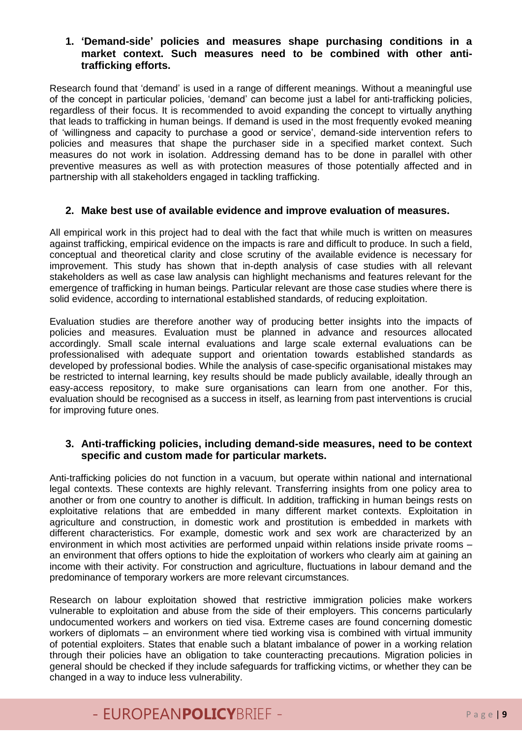1. **'Demand-side' policies and measures shape purchasing conditions in a market context. Such measures need to be combined with other anti-trafficking efforts.**

Research found that 'demand' is used in a range of different meanings. Without a meaningful use of the concept in particular policies, 'demand' can become just a label for anti-trafficking policies, regardless of their focus. It is recommended to avoid expanding the concept to virtually anything that leads to trafficking in human beings. If demand is used in the most frequently evoked meaning of 'willingness and capacity to purchase a good or service', demand-side intervention refers to policies and measures that shape the purchaser side in a specified market context. Such measures do not work in isolation. Addressing demand has to be done in parallel with other preventive measures as well as with protection measures of those potentially affected and in partnership with all stakeholders engaged in tackling trafficking.

2. **Make best use of available evidence and improve evaluation of measures.**

All empirical work in this project had to deal with the fact that while much is written on measures against trafficking, empirical evidence on the impacts is rare and difficult to produce. In such a field, conceptual and theoretical clarity and close scrutiny of the available evidence is necessary for improvement. This study has shown that in-depth analysis of case studies with all relevant stakeholders as well as case law analysis can highlight mechanisms and features relevant for the emergence of trafficking in human beings. Particular relevant are those case studies where there is solid evidence, according to international established standards, of reducing exploitation.

Evaluation studies are therefore another way of producing better insights into the impacts of policies and measures. Evaluation must be planned in advance and resources allocated accordingly. Small scale internal evaluations and large scale external evaluations can be professionalised with adequate support and orientation towards established standards as developed by professional bodies. While the analysis of case-specific organisational mistakes may be restricted to internal learning, key results should be made publicly available, ideally through an easy-access repository, to make sure organisations can learn from one another. For this, evaluation should be recognised as a success in itself, as learning from past interventions is crucial for improving future ones.

3. **Anti-trafficking policies, including demand-side measures, need to be context specific and custom made for particular markets.**

Anti-trafficking policies do not function in a vacuum, but operate within national and international legal contexts. These contexts are highly relevant. Transferring insights from one policy area to another or from one country to another is difficult. In addition, trafficking in human beings rests on exploitative relations that are embedded in many different market contexts. Exploitation in agriculture and construction, in domestic work and prostitution is embedded in markets with different characteristics. For example, domestic work and sex work are characterized by an environment in which most activities are performed unpaid within relations inside private rooms – an environment that offers options to hide the exploitation of workers who clearly aim at gaining an income with their activity. For construction and agriculture, fluctuations in labour demand and the predominance of temporary workers are more relevant circumstances.

Research on labour exploitation showed that restrictive immigration policies make workers vulnerable to exploitation and abuse from the side of their employers. This concerns particularly undocumented workers and workers on tied visa. Extreme cases are found concerning domestic workers of diplomats – an environment where tied working visa is combined with virtual immunity of potential exploiters. States that enable such a blatant imbalance of power in a working relation through their policies have an obligation to take counteracting precautions. Migration policies in general should be checked if they include safeguards for trafficking victims, or whether they can be changed in a way to induce less vulnerability.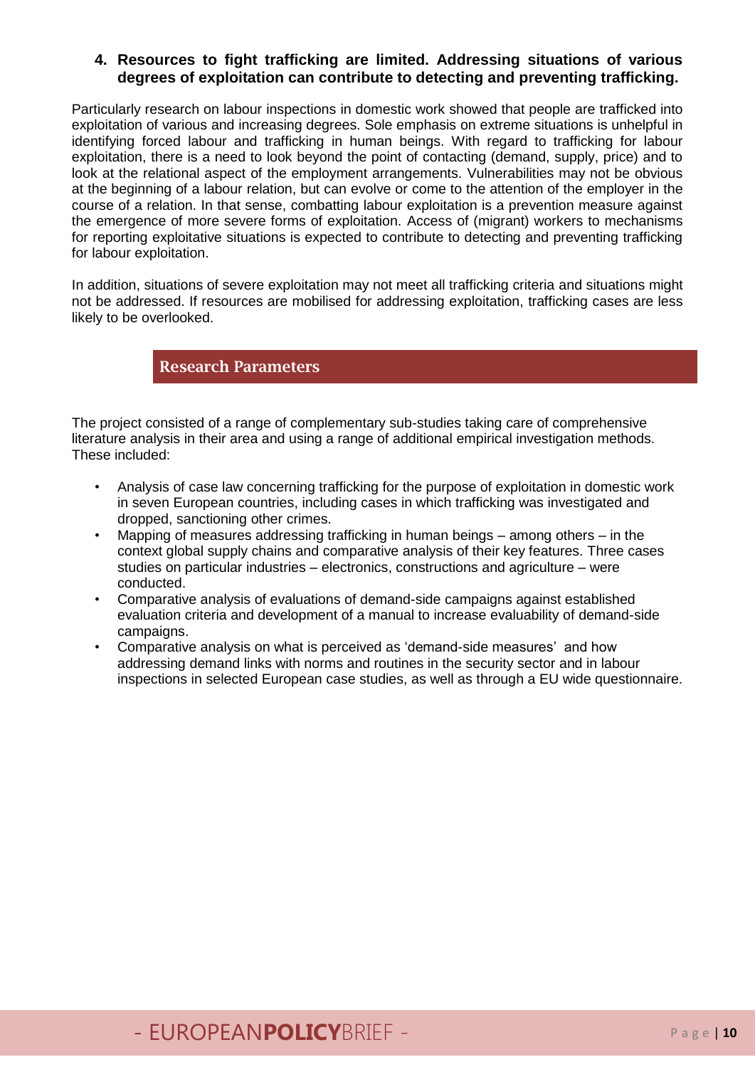**4. Resources to fight trafficking are limited. Addressing situations of various degrees of exploitation can contribute to detecting and preventing trafficking.**

Particularly research on labour inspections in domestic work showed that people are trafficked into exploitation of various and increasing degrees. Sole emphasis on extreme situations is unhelpful in identifying forced labour and trafficking in human beings. With regard to trafficking for labour exploitation, there is a need to look beyond the point of contacting (demand, supply, price) and to look at the relational aspect of the employment arrangements. Vulnerabilities may not be obvious at the beginning of a labour relation, but can evolve or come to the attention of the employer in the course of a relation. In that sense, combatting labour exploitation is a prevention measure against the emergence of more severe forms of exploitation. Access of (migrant) workers to mechanisms for reporting exploitative situations is expected to contribute to detecting and preventing trafficking for labour exploitation.

In addition, situations of severe exploitation may not meet all trafficking criteria and situations might not be addressed. If resources are mobilised for addressing exploitation, trafficking cases are less likely to be overlooked.

## Research Parameters

The project consisted of a range of complementary sub-studies taking care of comprehensive literature analysis in their area and using a range of additional empirical investigation methods. These included:

- Analysis of case law concerning trafficking for the purpose of exploitation in domestic work in seven European countries, including cases in which trafficking was investigated and dropped, sanctioning other crimes.
- Mapping of measures addressing trafficking in human beings – among others – in the context global supply chains and comparative analysis of their key features. Three cases studies on particular industries – electronics, constructions and agriculture – were conducted.
- Comparative analysis of evaluations of demand-side campaigns against established evaluation criteria and development of a manual to increase evaluability of demand-side campaigns.
- Comparative analysis on what is perceived as 'demand-side measures' and how addressing demand links with norms and routines in the security sector and in labour inspections in selected European case studies, as well as through a EU wide questionnaire.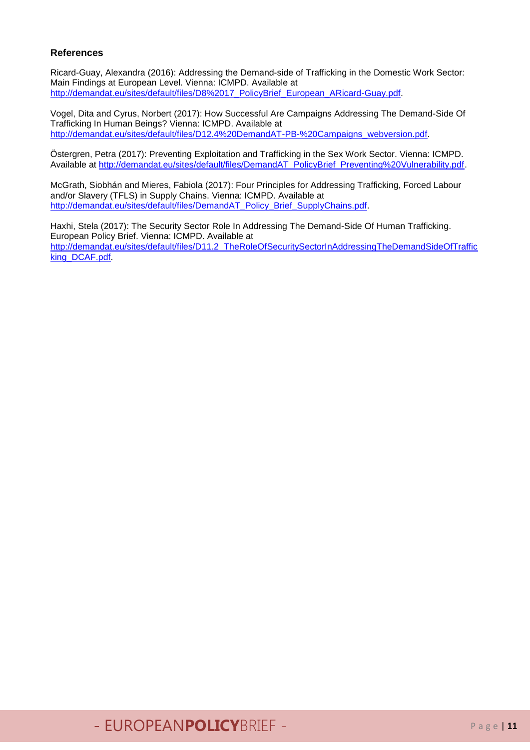## References

Ricard-Guay, Alexandra (2016): Addressing the Demand-side of Trafficking in the Domestic Work Sector: Main Findings at European Level. Vienna: ICMPD. Available at http://demandat.eu/sites/default/files/D8%2017_PolicyBrief_European_ARicard-Guay.pdf.

Vogel, Dita and Cyrus, Norbert (2017): How Successful Are Campaigns Addressing The Demand-Side Of Trafficking In Human Beings? Vienna: ICMPD. Available at http://demandat.eu/sites/default/files/D12.4%20DemandAT-PB-%20Campaigns_webversion.pdf.

Östergren, Petra (2017): Preventing Exploitation and Trafficking in the Sex Work Sector. Vienna: ICMPD. Available at http://demandat.eu/sites/default/files/DemandAT_PolicyBrief_Preventing%20Vulnerability.pdf.

McGrath, Siobhán and Mieres, Fabiola (2017): Four Principles for Addressing Trafficking, Forced Labour and/or Slavery (TFLS) in Supply Chains. Vienna: ICMPD. Available at http://demandat.eu/sites/default/files/DemandAT_Policy_Brief_SupplyChains.pdf.

Haxhi, Stela (2017): The Security Sector Role In Addressing The Demand-Side Of Human Trafficking. European Policy Brief. Vienna: ICMPD. Available at http://demandat.eu/sites/default/files/D11.2_TheRoleOfSecuritySectorInAddressingTheDemandSideOfTrafficking_DCAF.pdf.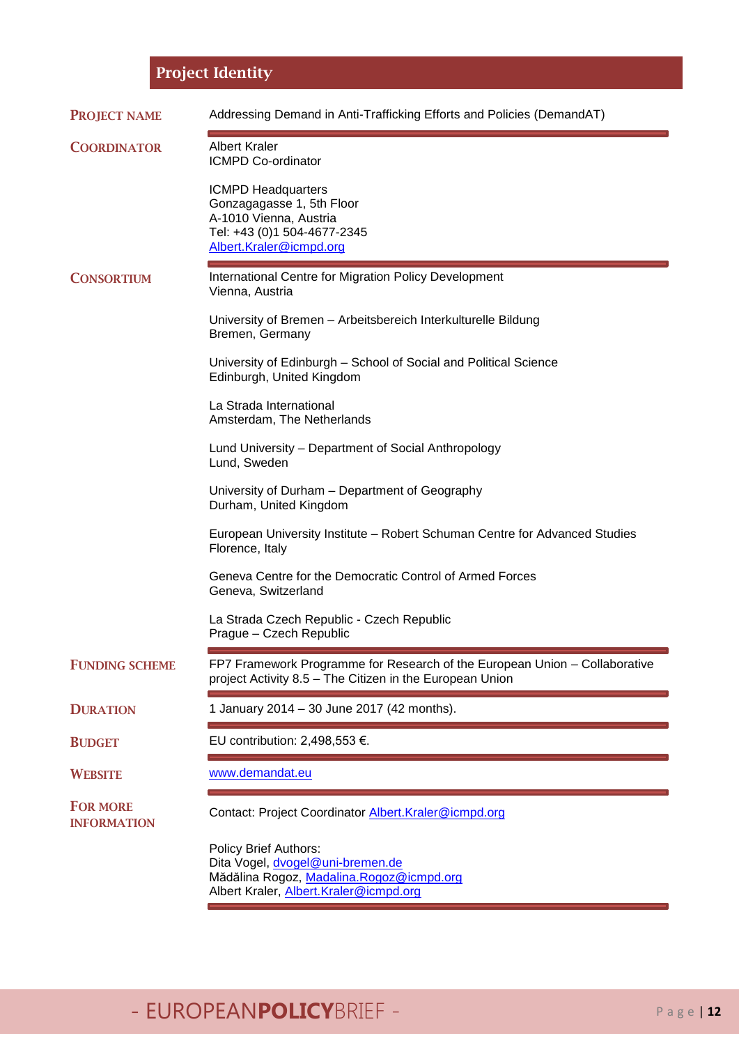## Project Identity

| | |
|---|---|
| **PROJECT NAME** | Addressing Demand in Anti-Trafficking Efforts and Policies (DemandAT) |
| **COORDINATOR** | Albert Kraler<br>ICMPD Co-ordinator<br><br>ICMPD Headquarters<br>Gonzagagasse 1, 5th Floor<br>A-1010 Vienna, Austria<br>Tel: +43 (0)1 504-4677-2345<br>Albert.Kraler@icmpd.org |
| **CONSORTIUM** | International Centre for Migration Policy Development<br>Vienna, Austria<br><br>University of Bremen – Arbeitsbereich Interkulturelle Bildung<br>Bremen, Germany<br><br>University of Edinburgh – School of Social and Political Science<br>Edinburgh, United Kingdom<br><br>La Strada International<br>Amsterdam, The Netherlands<br><br>Lund University – Department of Social Anthropology<br>Lund, Sweden<br><br>University of Durham – Department of Geography<br>Durham, United Kingdom<br><br>European University Institute – Robert Schuman Centre for Advanced Studies<br>Florence, Italy<br><br>Geneva Centre for the Democratic Control of Armed Forces<br>Geneva, Switzerland<br><br>La Strada Czech Republic - Czech Republic<br>Prague – Czech Republic |
| **FUNDING SCHEME** | FP7 Framework Programme for Research of the European Union – Collaborative project Activity 8.5 – The Citizen in the European Union |
| **DURATION** | 1 January 2014 – 30 June 2017 (42 months). |
| **BUDGET** | EU contribution: 2,498,553 €. |
| **WEBSITE** | www.demandat.eu |
| **FOR MORE INFORMATION** | Contact: Project Coordinator Albert.Kraler@icmpd.org<br><br>Policy Brief Authors:<br>Dita Vogel, dvogel@uni-bremen.de<br>Mădălina Rogoz, Madalina.Rogoz@icmpd.org<br>Albert Kraler, Albert.Kraler@icmpd.org |